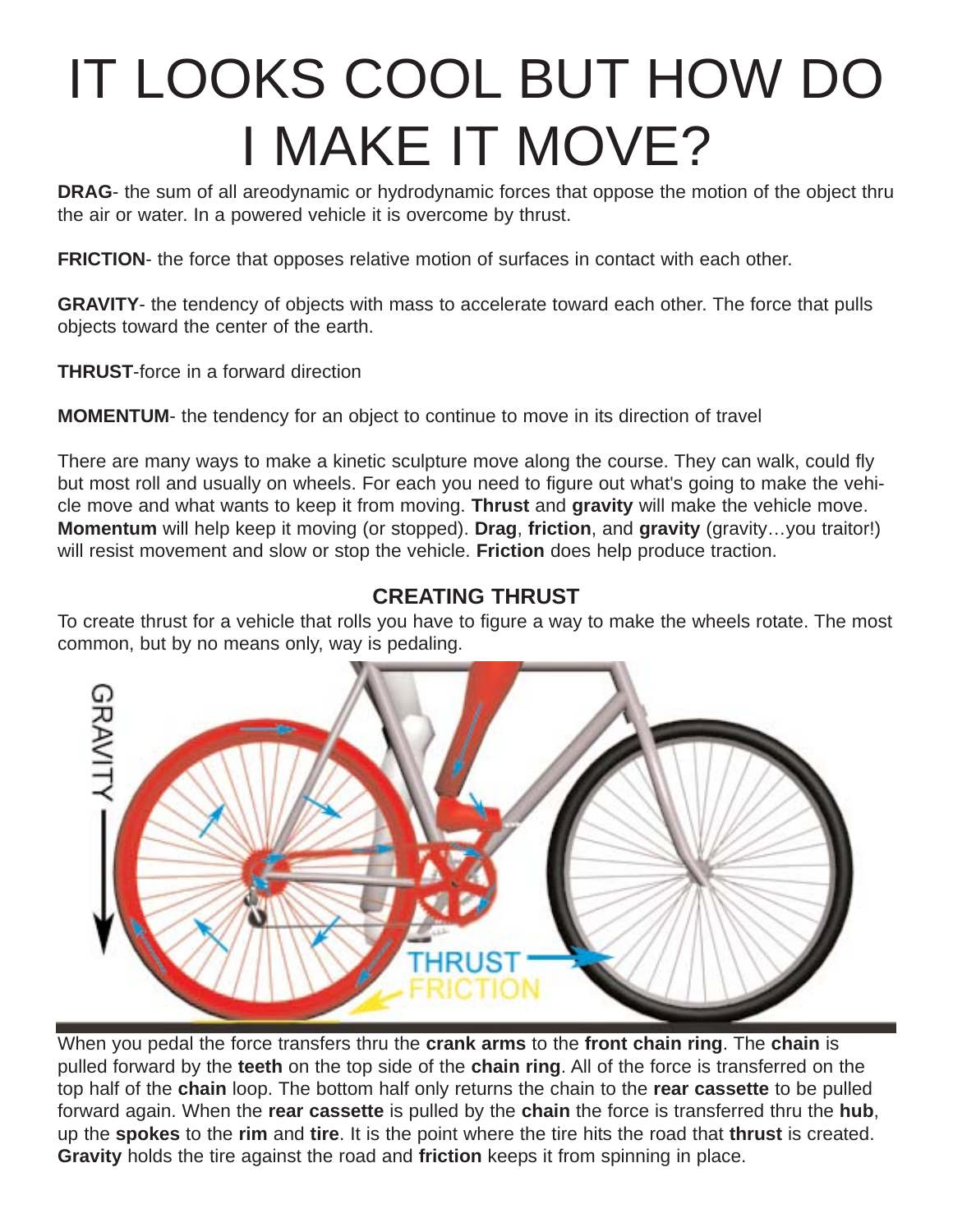# IT LOOKS COOL BUT HOW DO I MAKE IT MOVE?

**DRAG**- the sum of all areodynamic or hydrodynamic forces that oppose the motion of the object thru the air or water. In a powered vehicle it is overcome by thrust.

**FRICTION**- the force that opposes relative motion of surfaces in contact with each other.

**GRAVITY**- the tendency of objects with mass to accelerate toward each other. The force that pulls objects toward the center of the earth.

**THRUST**-force in a forward direction

**MOMENTUM**- the tendency for an object to continue to move in its direction of travel

There are many ways to make a kinetic sculpture move along the course. They can walk, could fly but most roll and usually on wheels. For each you need to figure out what's going to make the vehicle move and what wants to keep it from moving. **Thrust** and **gravity** will make the vehicle move. **Momentum** will help keep it moving (or stopped). **Drag**, **friction**, and **gravity** (gravity…you traitor!) will resist movement and slow or stop the vehicle. **Friction** does help produce traction.

### CREATING THRUST

To create thrust for a vehicle that rolls you have to figure a way to make the wheels rotate. The most common, but by no means only, way is pedaling.

When you pedal the force transfers thru the **crank arms** to the **front chain ring**. The **chain** is pulled forward by the **teeth** on the top side of the **chain ring**. All of the force is transferred on the top half of the **chain** loop. The bottom half only returns the chain to the **rear cassette** to be pulled forward again. When the **rear cassette** is pulled by the **chain** the force is transferred thru the **hub**, up the **spokes** to the **rim** and **tire**. It is the point where the tire hits the road that **thrust** is created. **Gravity** holds the tire against the road and **friction** keeps it from spinning in place.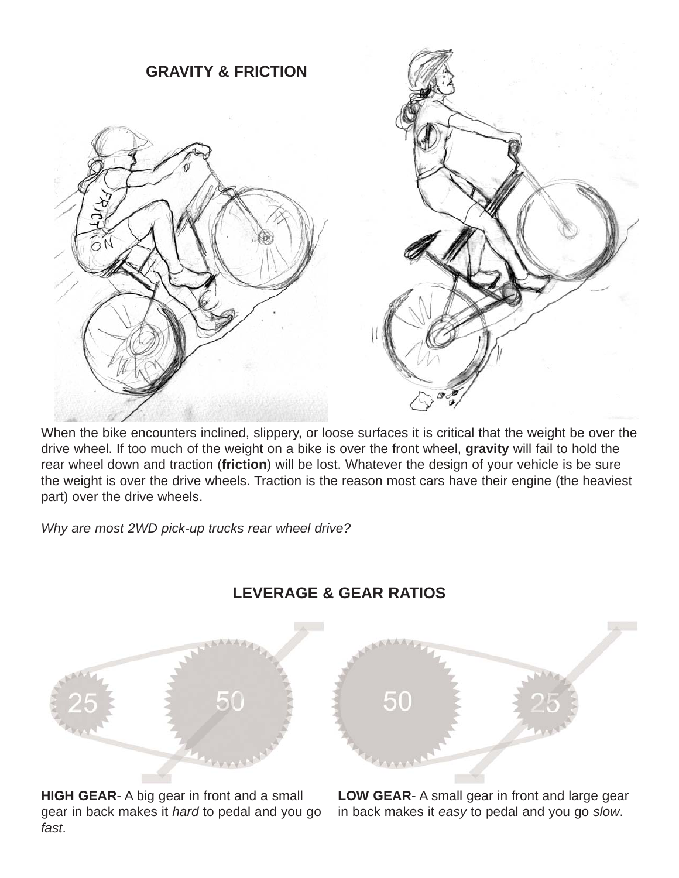## GRAVITY & FRICTION

When the bike encounters inclined, slippery, or loose surfaces it is critical that the weight be over the drive wheel. If too much of the weight on a bike is over the front wheel, **gravity** will fail to hold the rear wheel down and traction (**friction**) will be lost. Whatever the design of your vehicle is be sure the weight is over the drive wheels. Traction is the reason most cars have their engine (the heaviest part) over the drive wheels.

*Why are most 2WD pick-up trucks rear wheel drive?*

## LEVERAGE & GEAR RATIOS

**HIGH GEAR**- A big gear in front and a small gear in back makes it *hard* to pedal and you go *fast*.

**LOW GEAR**- A small gear in front and large gear in back makes it *easy* to pedal and you go *slow*.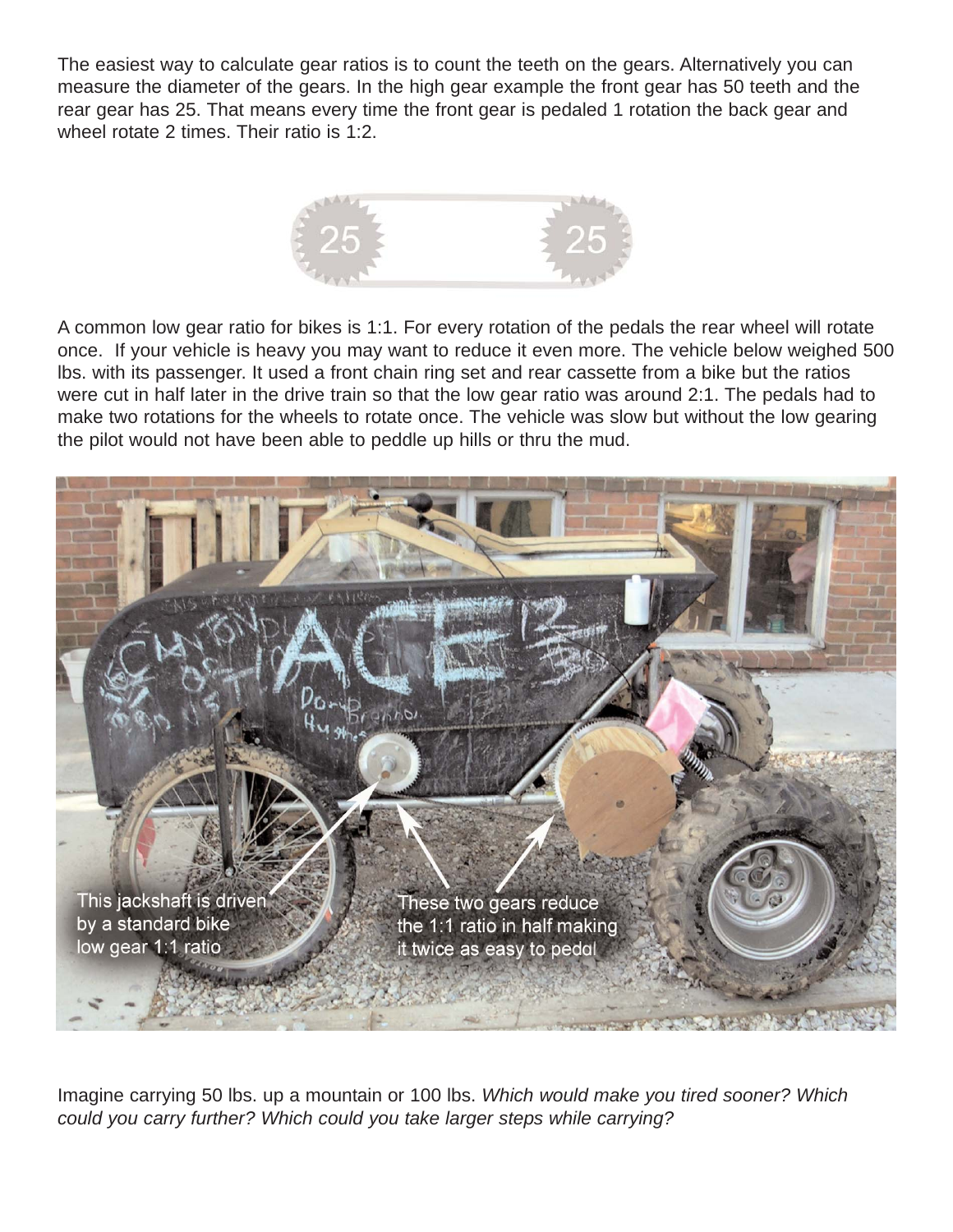The easiest way to calculate gear ratios is to count the teeth on the gears. Alternatively you can measure the diameter of the gears. In the high gear example the front gear has 50 teeth and the rear gear has 25. That means every time the front gear is pedaled 1 rotation the back gear and wheel rotate 2 times. Their ratio is 1:2.

A common low gear ratio for bikes is 1:1. For every rotation of the pedals the rear wheel will rotate once. If your vehicle is heavy you may want to reduce it even more. The vehicle below weighed 500 lbs. with its passenger. It used a front chain ring set and rear cassette from a bike but the ratios were cut in half later in the drive train so that the low gear ratio was around 2:1. The pedals had to make two rotations for the wheels to rotate once. The vehicle was slow but without the low gearing the pilot would not have been able to peddle up hills or thru the mud.

Imagine carrying 50 lbs. up a mountain or 100 lbs. *Which would make you tired sooner? Which could you carry further? Which could you take larger steps while carrying?*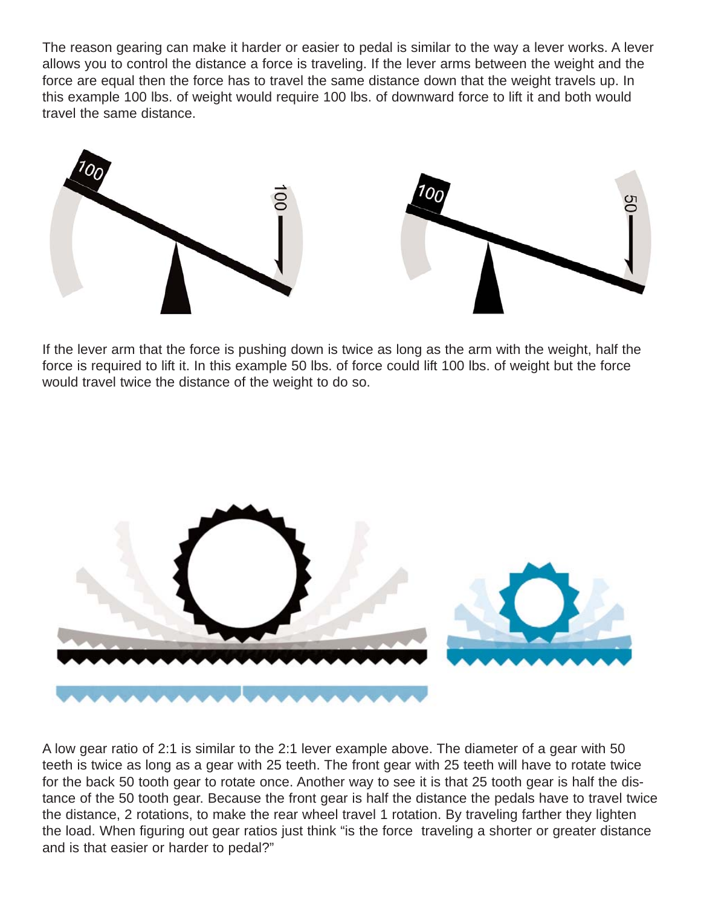The reason gearing can make it harder or easier to pedal is similar to the way a lever works. A lever allows you to control the distance a force is traveling. If the lever arms between the weight and the force are equal then the force has to travel the same distance down that the weight travels up. In this example 100 lbs. of weight would require 100 lbs. of downward force to lift it and both would travel the same distance.

If the lever arm that the force is pushing down is twice as long as the arm with the weight, half the force is required to lift it. In this example 50 lbs. of force could lift 100 lbs. of weight but the force would travel twice the distance of the weight to do so.

A low gear ratio of 2:1 is similar to the 2:1 lever example above. The diameter of a gear with 50 teeth is twice as long as a gear with 25 teeth. The front gear with 25 teeth will have to rotate twice for the back 50 tooth gear to rotate once. Another way to see it is that 25 tooth gear is half the distance of the 50 tooth gear. Because the front gear is half the distance the pedals have to travel twice the distance, 2 rotations, to make the rear wheel travel 1 rotation. By traveling farther they lighten the load. When figuring out gear ratios just think "is the force traveling a shorter or greater distance and is that easier or harder to pedal?"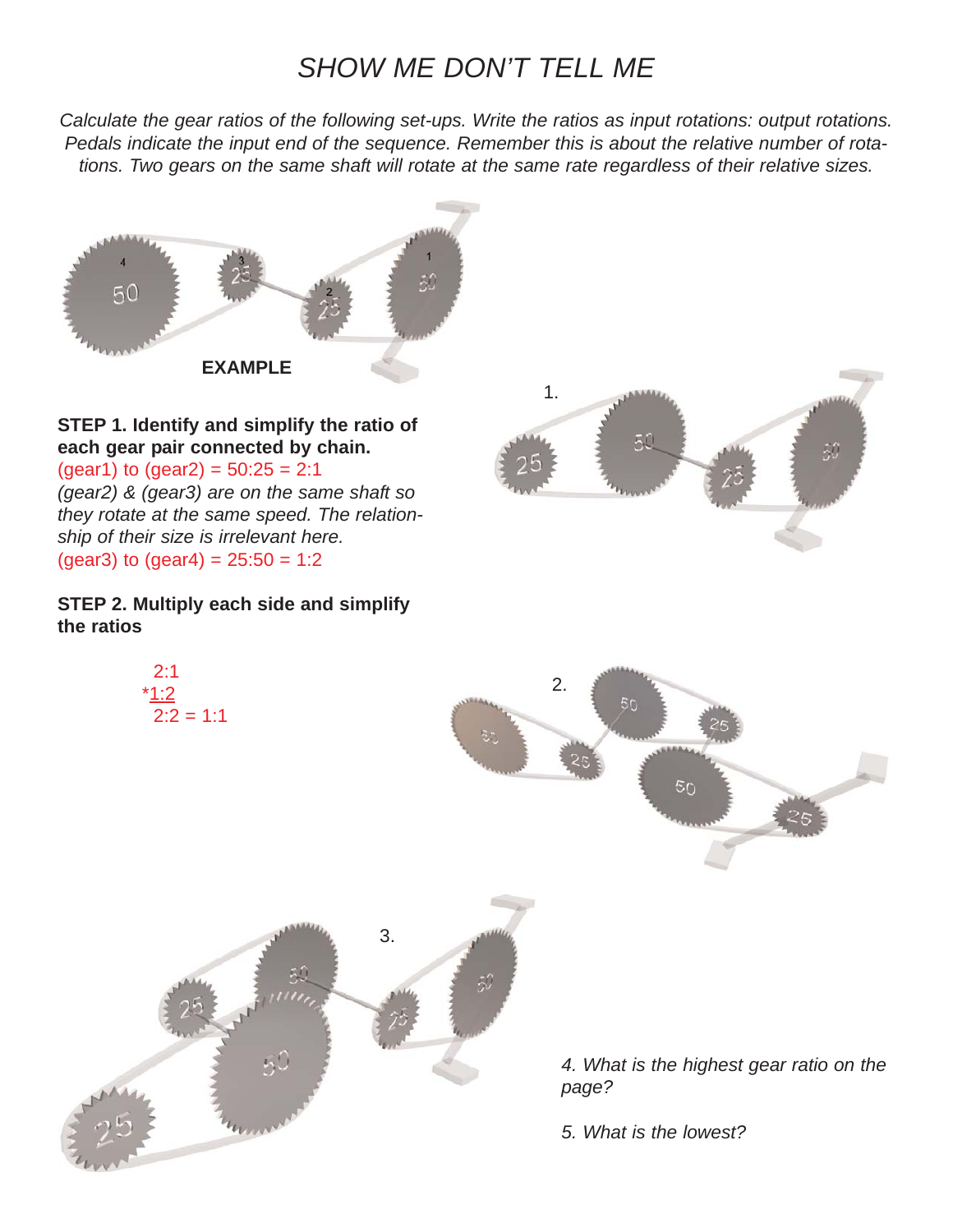# *SHOW ME DON'T TELL ME*

*Calculate the gear ratios of the following set-ups. Write the ratios as input rotations: output rotations. Pedals indicate the input end of the sequence. Remember this is about the relative number of rotations. Two gears on the same shaft will rotate at the same rate regardless of their relative sizes.*

**EXAMPLE**

**STEP 1. Identify and simplify the ratio of each gear pair connected by chain.**

(gear1) to (gear2) = 50:25 = 2:1

*(gear2) & (gear3) are on the same shaft so they rotate at the same speed. The relationship of their size is irrelevant here.*

(gear3) to (gear4) = 25:50 = 1:2

**STEP 2. Multiply each side and simplify the ratios**

```
 2:1
*1:2
 2:2 = 1:1
```

1.

2.

3.

*4. What is the highest gear ratio on the page?*

*5. What is the lowest?*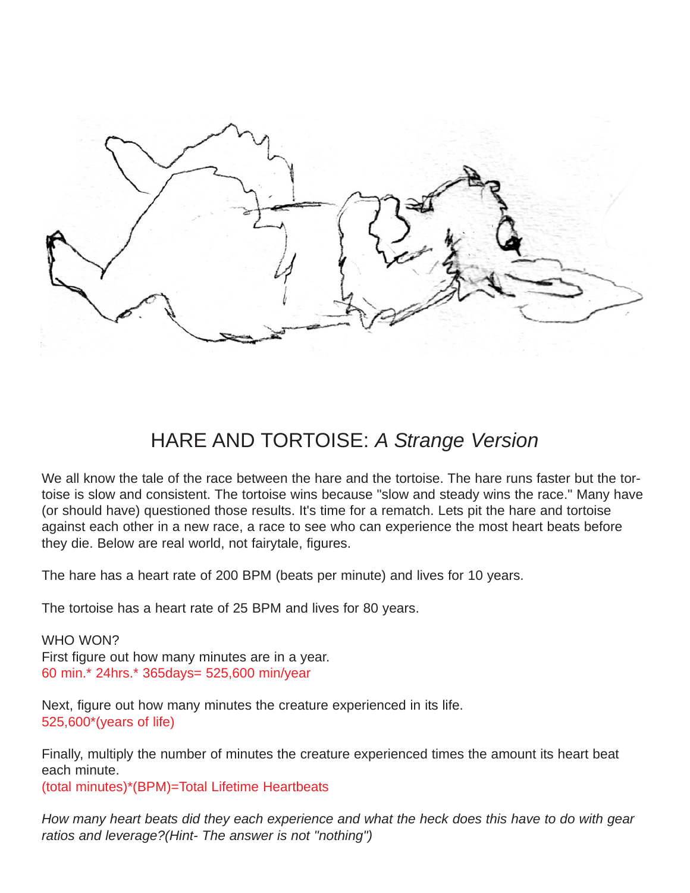# HARE AND TORTOISE: *A Strange Version*

We all know the tale of the race between the hare and the tortoise. The hare runs faster but the tortoise is slow and consistent. The tortoise wins because "slow and steady wins the race." Many have (or should have) questioned those results. It's time for a rematch. Lets pit the hare and tortoise against each other in a new race, a race to see who can experience the most heart beats before they die. Below are real world, not fairytale, figures.

The hare has a heart rate of 200 BPM (beats per minute) and lives for 10 years.

The tortoise has a heart rate of 25 BPM and lives for 80 years.

WHO WON?
First figure out how many minutes are in a year.
60 min.* 24hrs.* 365days= 525,600 min/year

Next, figure out how many minutes the creature experienced in its life.
525,600*(years of life)

Finally, multiply the number of minutes the creature experienced times the amount its heart beat each minute.
(total minutes)*(BPM)=Total Lifetime Heartbeats

*How many heart beats did they each experience and what the heck does this have to do with gear ratios and leverage?(Hint- The answer is not "nothing")*